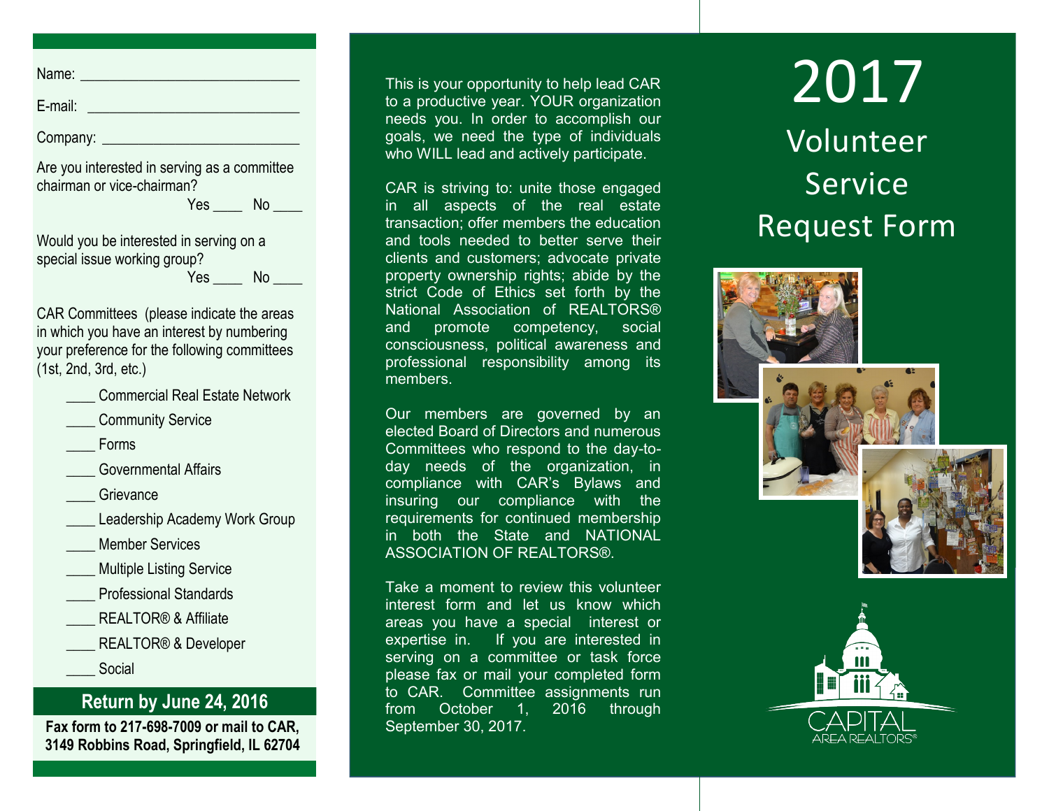# 2017 Volunteer Service Request Form

This is your opportunity to help lead CAR to a productive year. YOUR organization needs you. In order to accomplish our goals, we need the type of individuals who WILL lead and actively participate.

CAR is striving to: unite those engaged in all aspects of the real estate transaction; offer members the education and tools needed to better serve their clients and customers; advocate private property ownership rights; abide by the strict Code of Ethics set forth by the National Association of REALTORS® and promote competency, social consciousness, political awareness and professional responsibility among its members.

Our members are governed by an elected Board of Directors and numerous Committees who respond to the day-to-day needs of the organization, in compliance with CAR's Bylaws and insuring our compliance with the requirements for continued membership in both the State and NATIONAL ASSOCIATION OF REALTORS®.

Take a moment to review this volunteer interest form and let us know which areas you have a special interest or expertise in. If you are interested in serving on a committee or task force please fax or mail your completed form to CAR. Committee assignments run from October 1, 2016 through September 30, 2017.

CAPITAL AREA REALTORS®

---

Name: ______________________________

E-mail: ______________________________

Company: ______________________________

Are you interested in serving as a committee chairman or vice-chairman?

Yes ____ No ____

Would you be interested in serving on a special issue working group?

Yes ____ No ____

CAR Committees (please indicate the areas in which you have an interest by numbering your preference for the following committees (1st, 2nd, 3rd, etc.)

- ____ Commercial Real Estate Network
- ____ Community Service
- ____ Forms
- ____ Governmental Affairs
- ____ Grievance
- ____ Leadership Academy Work Group
- ____ Member Services
- ____ Multiple Listing Service
- ____ Professional Standards
- ____ REALTOR® & Affiliate
- ____ REALTOR® & Developer
- ____ Social

## Return by June 24, 2016

**Fax form to 217-698-7009 or mail to CAR, 3149 Robbins Road, Springfield, IL 62704**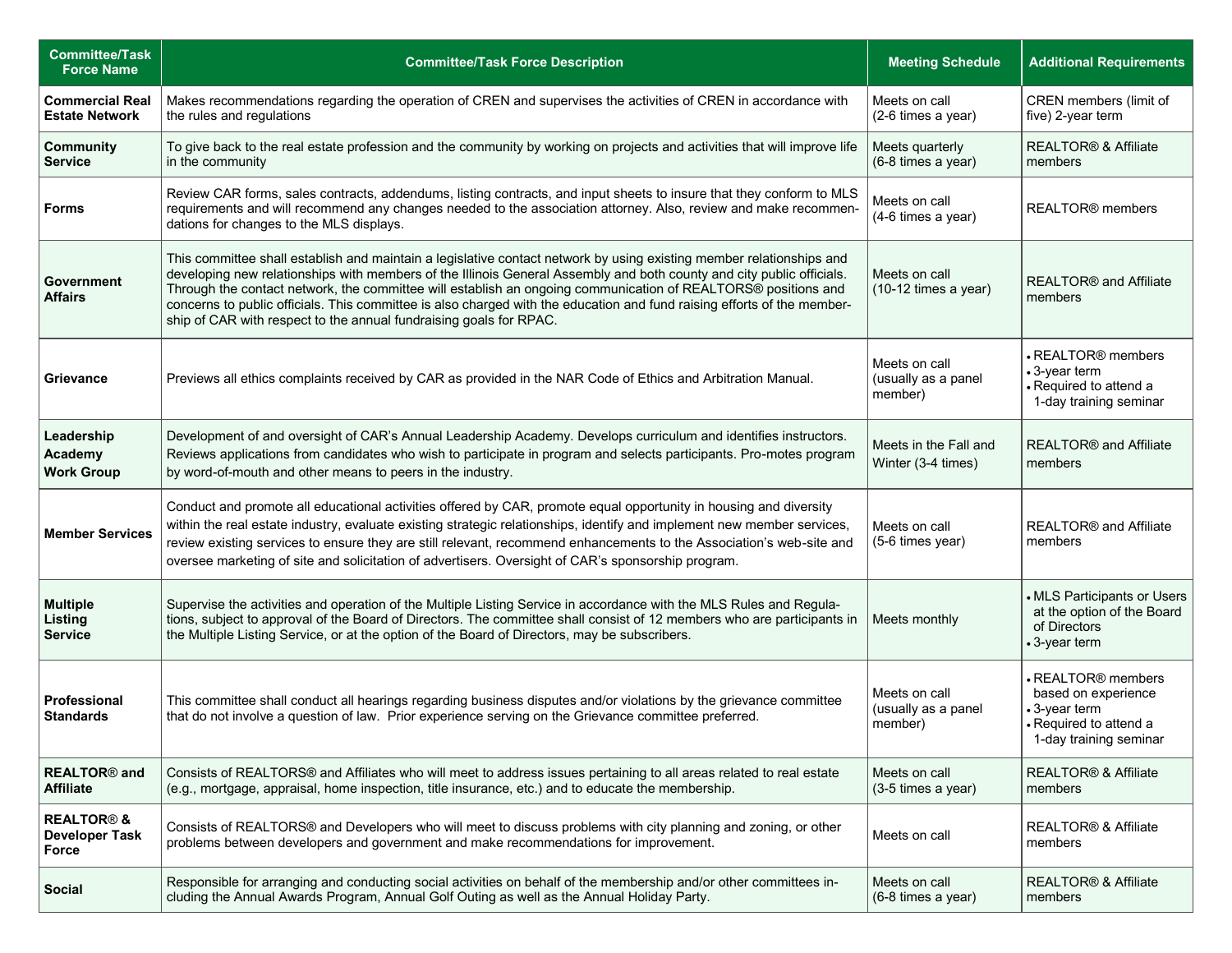| Committee/Task Force Name | Committee/Task Force Description | Meeting Schedule | Additional Requirements |
|---|---|---|---|
| **Commercial Real Estate Network** | Makes recommendations regarding the operation of CREN and supervises the activities of CREN in accordance with the rules and regulations | Meets on call (2-6 times a year) | CREN members (limit of five) 2-year term |
| **Community Service** | To give back to the real estate profession and the community by working on projects and activities that will improve life in the community | Meets quarterly (6-8 times a year) | REALTOR® & Affiliate members |
| **Forms** | Review CAR forms, sales contracts, addendums, listing contracts, and input sheets to insure that they conform to MLS requirements and will recommend any changes needed to the association attorney. Also, review and make recommendations for changes to the MLS displays. | Meets on call (4-6 times a year) | REALTOR® members |
| **Government Affairs** | This committee shall establish and maintain a legislative contact network by using existing member relationships and developing new relationships with members of the Illinois General Assembly and both county and city public officials. Through the contact network, the committee will establish an ongoing communication of REALTORS® positions and concerns to public officials. This committee is also charged with the education and fund raising efforts of the membership of CAR with respect to the annual fundraising goals for RPAC. | Meets on call (10-12 times a year) | REALTOR® and Affiliate members |
| **Grievance** | Previews all ethics complaints received by CAR as provided in the NAR Code of Ethics and Arbitration Manual. | Meets on call (usually as a panel member) | • REALTOR® members<br>• 3-year term<br>• Required to attend a 1-day training seminar |
| **Leadership Academy Work Group** | Development of and oversight of CAR's Annual Leadership Academy. Develops curriculum and identifies instructors. Reviews applications from candidates who wish to participate in program and selects participants. Promotes program by word-of-mouth and other means to peers in the industry. | Meets in the Fall and Winter (3-4 times) | REALTOR® and Affiliate members |
| **Member Services** | Conduct and promote all educational activities offered by CAR, promote equal opportunity in housing and diversity within the real estate industry, evaluate existing strategic relationships, identify and implement new member services, review existing services to ensure they are still relevant, recommend enhancements to the Association's web-site and oversee marketing of site and solicitation of advertisers. Oversight of CAR's sponsorship program. | Meets on call (5-6 times year) | REALTOR® and Affiliate members |
| **Multiple Listing Service** | Supervise the activities and operation of the Multiple Listing Service in accordance with the MLS Rules and Regulations, subject to approval of the Board of Directors. The committee shall consist of 12 members who are participants in the Multiple Listing Service, or at the option of the Board of Directors, may be subscribers. | Meets monthly | • MLS Participants or Users at the option of the Board of Directors<br>• 3-year term |
| **Professional Standards** | This committee shall conduct all hearings regarding business disputes and/or violations by the grievance committee that do not involve a question of law. Prior experience serving on the Grievance committee preferred. | Meets on call (usually as a panel member) | • REALTOR® members based on experience<br>• 3-year term<br>• Required to attend a 1-day training seminar |
| **REALTOR® and Affiliate** | Consists of REALTORS® and Affiliates who will meet to address issues pertaining to all areas related to real estate (e.g., mortgage, appraisal, home inspection, title insurance, etc.) and to educate the membership. | Meets on call (3-5 times a year) | REALTOR® & Affiliate members |
| **REALTOR® & Developer Task Force** | Consists of REALTORS® and Developers who will meet to discuss problems with city planning and zoning, or other problems between developers and government and make recommendations for improvement. | Meets on call | REALTOR® & Affiliate members |
| **Social** | Responsible for arranging and conducting social activities on behalf of the membership and/or other committees including the Annual Awards Program, Annual Golf Outing as well as the Annual Holiday Party. | Meets on call (6-8 times a year) | REALTOR® & Affiliate members |